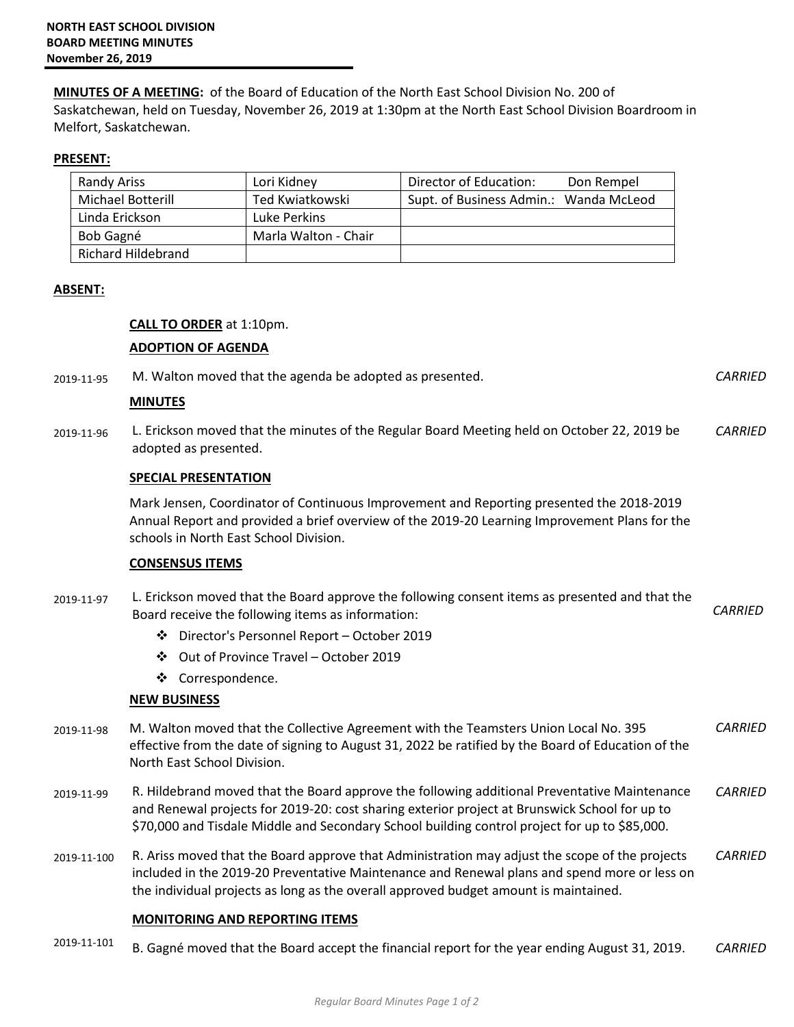**NORTH EAST SCHOOL DIVISION**
**BOARD MEETING MINUTES**
**November 26, 2019**

**MINUTES OF A MEETING:** of the Board of Education of the North East School Division No. 200 of Saskatchewan, held on Tuesday, November 26, 2019 at 1:30pm at the North East School Division Boardroom in Melfort, Saskatchewan.

**PRESENT:**

| | | |
|---|---|---|
| Randy Ariss | Lori Kidney | Director of Education: Don Rempel |
| Michael Botterill | Ted Kwiatkowski | Supt. of Business Admin.: Wanda McLeod |
| Linda Erickson | Luke Perkins | |
| Bob Gagné | Marla Walton - Chair | |
| Richard Hildebrand | | |

**ABSENT:**

**CALL TO ORDER** at 1:10pm.

**ADOPTION OF AGENDA**

2019-11-95 M. Walton moved that the agenda be adopted as presented. *CARRIED*

**MINUTES**

2019-11-96 L. Erickson moved that the minutes of the Regular Board Meeting held on October 22, 2019 be adopted as presented. *CARRIED*

**SPECIAL PRESENTATION**

Mark Jensen, Coordinator of Continuous Improvement and Reporting presented the 2018-2019 Annual Report and provided a brief overview of the 2019-20 Learning Improvement Plans for the schools in North East School Division.

**CONSENSUS ITEMS**

2019-11-97 L. Erickson moved that the Board approve the following consent items as presented and that the Board receive the following items as information: *CARRIED*

- Director's Personnel Report – October 2019
- Out of Province Travel – October 2019
- Correspondence.

**NEW BUSINESS**

2019-11-98 M. Walton moved that the Collective Agreement with the Teamsters Union Local No. 395 effective from the date of signing to August 31, 2022 be ratified by the Board of Education of the North East School Division. *CARRIED*

2019-11-99 R. Hildebrand moved that the Board approve the following additional Preventative Maintenance and Renewal projects for 2019-20: cost sharing exterior project at Brunswick School for up to $70,000 and Tisdale Middle and Secondary School building control project for up to $85,000. *CARRIED*

2019-11-100 R. Ariss moved that the Board approve that Administration may adjust the scope of the projects included in the 2019-20 Preventative Maintenance and Renewal plans and spend more or less on the individual projects as long as the overall approved budget amount is maintained. *CARRIED*

**MONITORING AND REPORTING ITEMS**

2019-11-101 B. Gagné moved that the Board accept the financial report for the year ending August 31, 2019. *CARRIED*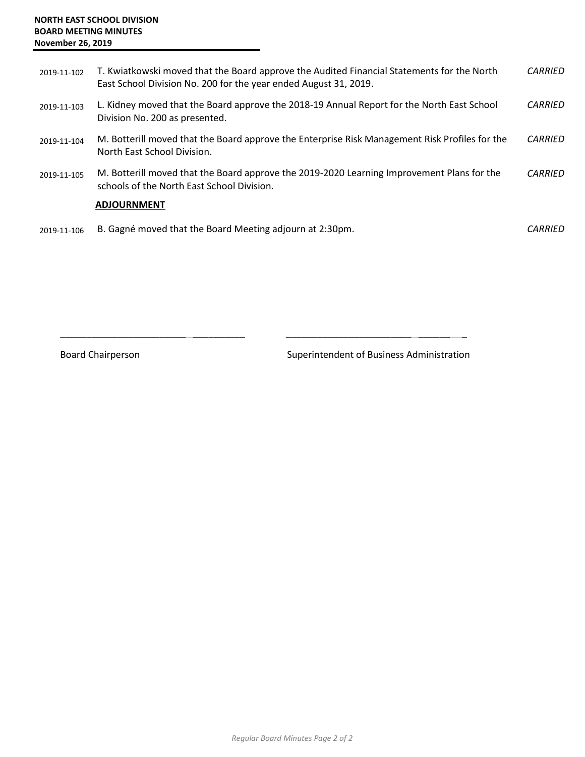| | | |
|---|---|---|
| 2019-11-102 | T. Kwiatkowski moved that the Board approve the Audited Financial Statements for the North East School Division No. 200 for the year ended August 31, 2019. | *CARRIED* |
| 2019-11-103 | L. Kidney moved that the Board approve the 2018-19 Annual Report for the North East School Division No. 200 as presented. | *CARRIED* |
| 2019-11-104 | M. Botterill moved that the Board approve the Enterprise Risk Management Risk Profiles for the North East School Division. | *CARRIED* |
| 2019-11-105 | M. Botterill moved that the Board approve the 2019-2020 Learning Improvement Plans for the schools of the North East School Division. | *CARRIED* |

**ADJOURNMENT**

| | | |
|---|---|---|
| 2019-11-106 | B. Gagné moved that the Board Meeting adjourn at 2:30pm. | *CARRIED* |

____________________________________ ____________________________________

Board Chairperson Superintendent of Business Administration